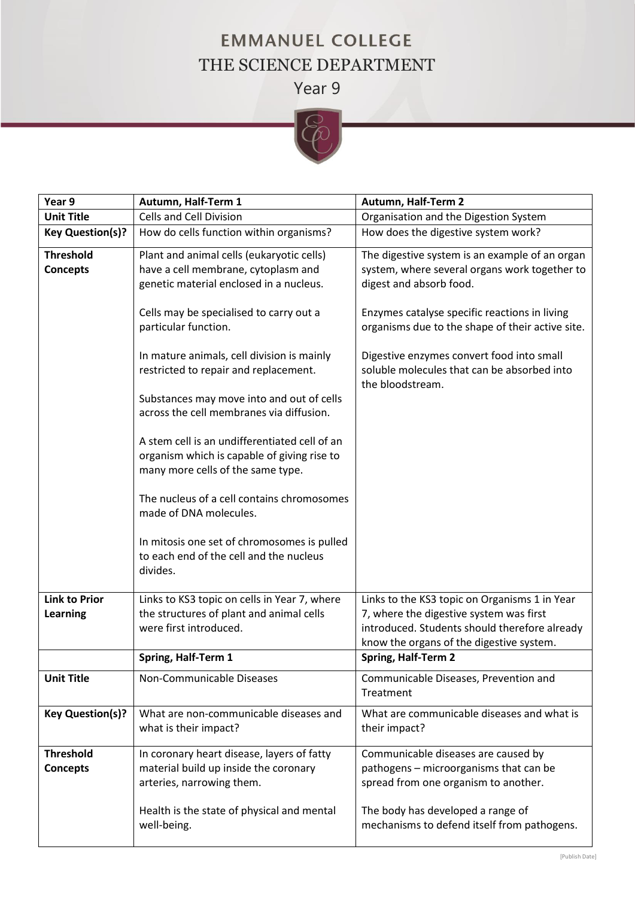# EMMANUEL COLLEGE

## THE SCIENCE DEPARTMENT

### Year 9

| Year 9 | Autumn, Half-Term 1 | Autumn, Half-Term 2 |
|---|---|---|
| **Unit Title** | Cells and Cell Division | Organisation and the Digestion System |
| **Key Question(s)?** | How do cells function within organisms? | How does the digestive system work? |
| **Threshold Concepts** | Plant and animal cells (eukaryotic cells) have a cell membrane, cytoplasm and genetic material enclosed in a nucleus.<br><br>Cells may be specialised to carry out a particular function.<br><br>In mature animals, cell division is mainly restricted to repair and replacement.<br><br>Substances may move into and out of cells across the cell membranes via diffusion.<br><br>A stem cell is an undifferentiated cell of an organism which is capable of giving rise to many more cells of the same type.<br><br>The nucleus of a cell contains chromosomes made of DNA molecules.<br><br>In mitosis one set of chromosomes is pulled to each end of the cell and the nucleus divides. | The digestive system is an example of an organ system, where several organs work together to digest and absorb food.<br><br>Enzymes catalyse specific reactions in living organisms due to the shape of their active site.<br><br>Digestive enzymes convert food into small soluble molecules that can be absorbed into the bloodstream. |
| **Link to Prior Learning** | Links to KS3 topic on cells in Year 7, where the structures of plant and animal cells were first introduced. | Links to the KS3 topic on Organisms 1 in Year 7, where the digestive system was first introduced. Students should therefore already know the organs of the digestive system. |
| | **Spring, Half-Term 1** | **Spring, Half-Term 2** |
| **Unit Title** | Non-Communicable Diseases | Communicable Diseases, Prevention and Treatment |
| **Key Question(s)?** | What are non-communicable diseases and what is their impact? | What are communicable diseases and what is their impact? |
| **Threshold Concepts** | In coronary heart disease, layers of fatty material build up inside the coronary arteries, narrowing them.<br><br>Health is the state of physical and mental well-being. | Communicable diseases are caused by pathogens – microorganisms that can be spread from one organism to another.<br><br>The body has developed a range of mechanisms to defend itself from pathogens. |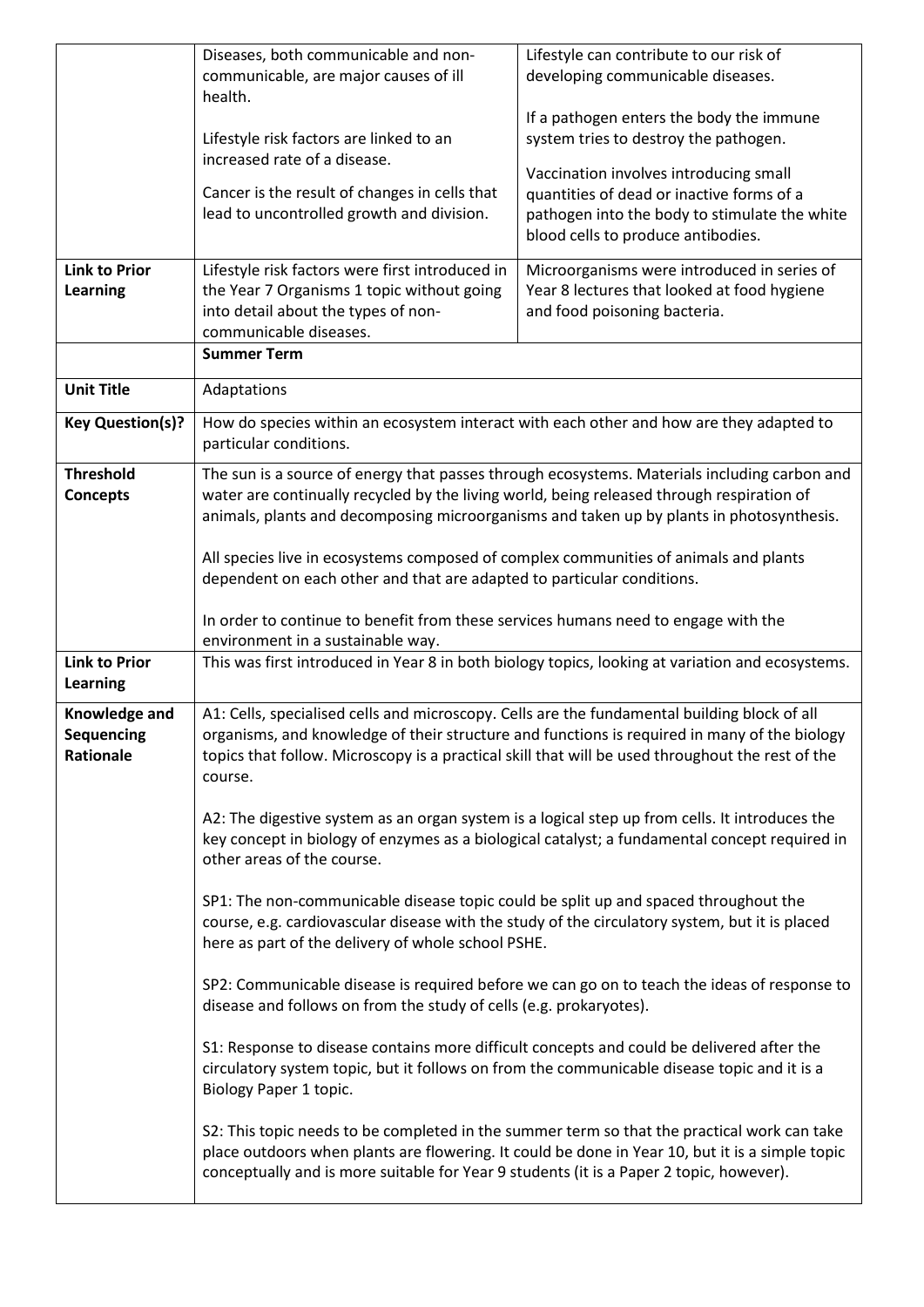| | | |
|---|---|---|
| | Diseases, both communicable and non-communicable, are major causes of ill health.<br><br>Lifestyle risk factors are linked to an increased rate of a disease.<br><br>Cancer is the result of changes in cells that lead to uncontrolled growth and division. | Lifestyle can contribute to our risk of developing communicable diseases.<br><br>If a pathogen enters the body the immune system tries to destroy the pathogen.<br><br>Vaccination involves introducing small quantities of dead or inactive forms of a pathogen into the body to stimulate the white blood cells to produce antibodies. |
| **Link to Prior Learning** | Lifestyle risk factors were first introduced in the Year 7 Organisms 1 topic without going into detail about the types of non-communicable diseases. | Microorganisms were introduced in series of Year 8 lectures that looked at food hygiene and food poisoning bacteria. |
| | **Summer Term** | |
| **Unit Title** | Adaptations | |
| **Key Question(s)?** | How do species within an ecosystem interact with each other and how are they adapted to particular conditions. | |
| **Threshold Concepts** | The sun is a source of energy that passes through ecosystems. Materials including carbon and water are continually recycled by the living world, being released through respiration of animals, plants and decomposing microorganisms and taken up by plants in photosynthesis.<br><br>All species live in ecosystems composed of complex communities of animals and plants dependent on each other and that are adapted to particular conditions.<br><br>In order to continue to benefit from these services humans need to engage with the environment in a sustainable way. | |
| **Link to Prior Learning** | This was first introduced in Year 8 in both biology topics, looking at variation and ecosystems. | |
| **Knowledge and Sequencing Rationale** | A1: Cells, specialised cells and microscopy. Cells are the fundamental building block of all organisms, and knowledge of their structure and functions is required in many of the biology topics that follow. Microscopy is a practical skill that will be used throughout the rest of the course.<br><br>A2: The digestive system as an organ system is a logical step up from cells. It introduces the key concept in biology of enzymes as a biological catalyst; a fundamental concept required in other areas of the course.<br><br>SP1: The non-communicable disease topic could be split up and spaced throughout the course, e.g. cardiovascular disease with the study of the circulatory system, but it is placed here as part of the delivery of whole school PSHE.<br><br>SP2: Communicable disease is required before we can go on to teach the ideas of response to disease and follows on from the study of cells (e.g. prokaryotes).<br><br>S1: Response to disease contains more difficult concepts and could be delivered after the circulatory system topic, but it follows on from the communicable disease topic and it is a Biology Paper 1 topic.<br><br>S2: This topic needs to be completed in the summer term so that the practical work can take place outdoors when plants are flowering. It could be done in Year 10, but it is a simple topic conceptually and is more suitable for Year 9 students (it is a Paper 2 topic, however). | |